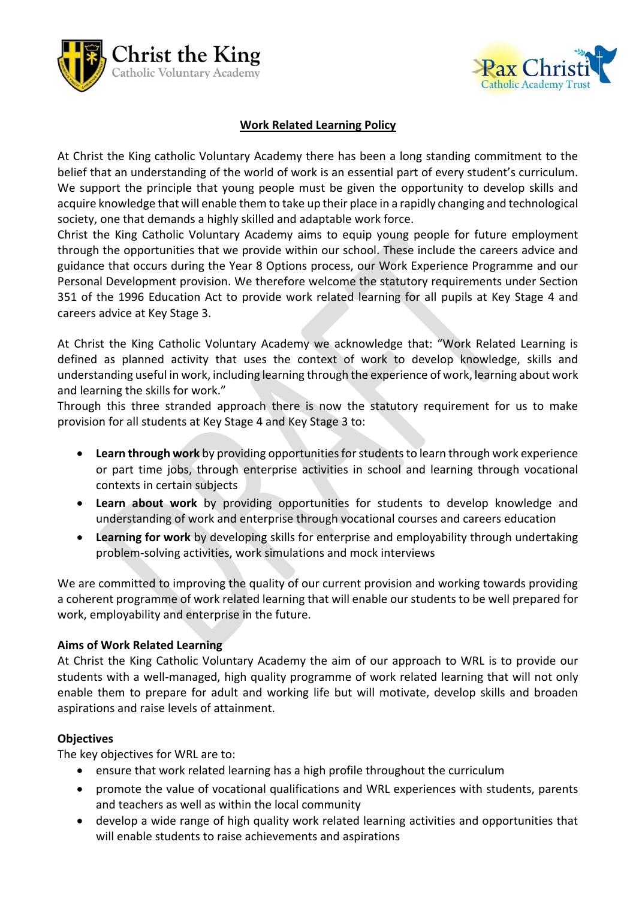Christ the King
Catholic Voluntary Academy

Pax Christi
Catholic Academy Trust

# Work Related Learning Policy

At Christ the King catholic Voluntary Academy there has been a long standing commitment to the belief that an understanding of the world of work is an essential part of every student's curriculum. We support the principle that young people must be given the opportunity to develop skills and acquire knowledge that will enable them to take up their place in a rapidly changing and technological society, one that demands a highly skilled and adaptable work force.
Christ the King Catholic Voluntary Academy aims to equip young people for future employment through the opportunities that we provide within our school. These include the careers advice and guidance that occurs during the Year 8 Options process, our Work Experience Programme and our Personal Development provision. We therefore welcome the statutory requirements under Section 351 of the 1996 Education Act to provide work related learning for all pupils at Key Stage 4 and careers advice at Key Stage 3.

At Christ the King Catholic Voluntary Academy we acknowledge that: "Work Related Learning is defined as planned activity that uses the context of work to develop knowledge, skills and understanding useful in work, including learning through the experience of work, learning about work and learning the skills for work."
Through this three stranded approach there is now the statutory requirement for us to make provision for all students at Key Stage 4 and Key Stage 3 to:

- **Learn through work** by providing opportunities for students to learn through work experience or part time jobs, through enterprise activities in school and learning through vocational contexts in certain subjects
- **Learn about work** by providing opportunities for students to develop knowledge and understanding of work and enterprise through vocational courses and careers education
- **Learning for work** by developing skills for enterprise and employability through undertaking problem-solving activities, work simulations and mock interviews

We are committed to improving the quality of our current provision and working towards providing a coherent programme of work related learning that will enable our students to be well prepared for work, employability and enterprise in the future.

### Aims of Work Related Learning

At Christ the King Catholic Voluntary Academy the aim of our approach to WRL is to provide our students with a well-managed, high quality programme of work related learning that will not only enable them to prepare for adult and working life but will motivate, develop skills and broaden aspirations and raise levels of attainment.

### Objectives

The key objectives for WRL are to:

- ensure that work related learning has a high profile throughout the curriculum
- promote the value of vocational qualifications and WRL experiences with students, parents and teachers as well as within the local community
- develop a wide range of high quality work related learning activities and opportunities that will enable students to raise achievements and aspirations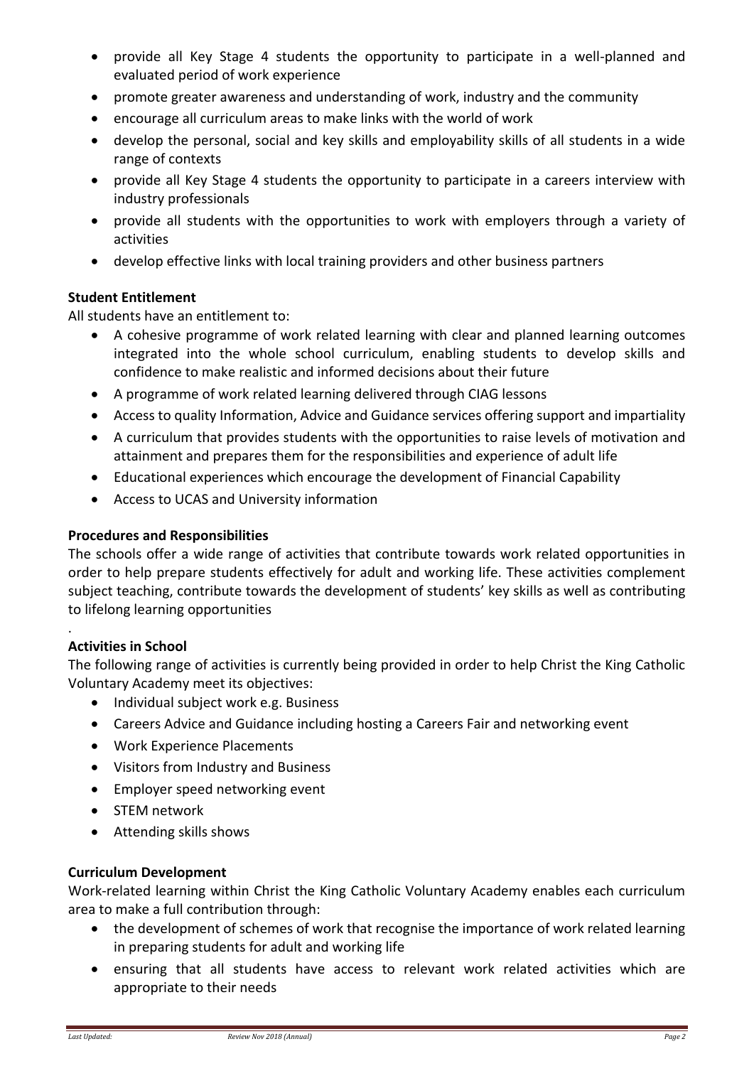- provide all Key Stage 4 students the opportunity to participate in a well-planned and evaluated period of work experience
- promote greater awareness and understanding of work, industry and the community
- encourage all curriculum areas to make links with the world of work
- develop the personal, social and key skills and employability skills of all students in a wide range of contexts
- provide all Key Stage 4 students the opportunity to participate in a careers interview with industry professionals
- provide all students with the opportunities to work with employers through a variety of activities
- develop effective links with local training providers and other business partners

**Student Entitlement**

All students have an entitlement to:

- A cohesive programme of work related learning with clear and planned learning outcomes integrated into the whole school curriculum, enabling students to develop skills and confidence to make realistic and informed decisions about their future
- A programme of work related learning delivered through CIAG lessons
- Access to quality Information, Advice and Guidance services offering support and impartiality
- A curriculum that provides students with the opportunities to raise levels of motivation and attainment and prepares them for the responsibilities and experience of adult life
- Educational experiences which encourage the development of Financial Capability
- Access to UCAS and University information

**Procedures and Responsibilities**

The schools offer a wide range of activities that contribute towards work related opportunities in order to help prepare students effectively for adult and working life. These activities complement subject teaching, contribute towards the development of students' key skills as well as contributing to lifelong learning opportunities

.

**Activities in School**

The following range of activities is currently being provided in order to help Christ the King Catholic Voluntary Academy meet its objectives:

- Individual subject work e.g. Business
- Careers Advice and Guidance including hosting a Careers Fair and networking event
- Work Experience Placements
- Visitors from Industry and Business
- Employer speed networking event
- STEM network
- Attending skills shows

**Curriculum Development**

Work-related learning within Christ the King Catholic Voluntary Academy enables each curriculum area to make a full contribution through:

- the development of schemes of work that recognise the importance of work related learning in preparing students for adult and working life
- ensuring that all students have access to relevant work related activities which are appropriate to their needs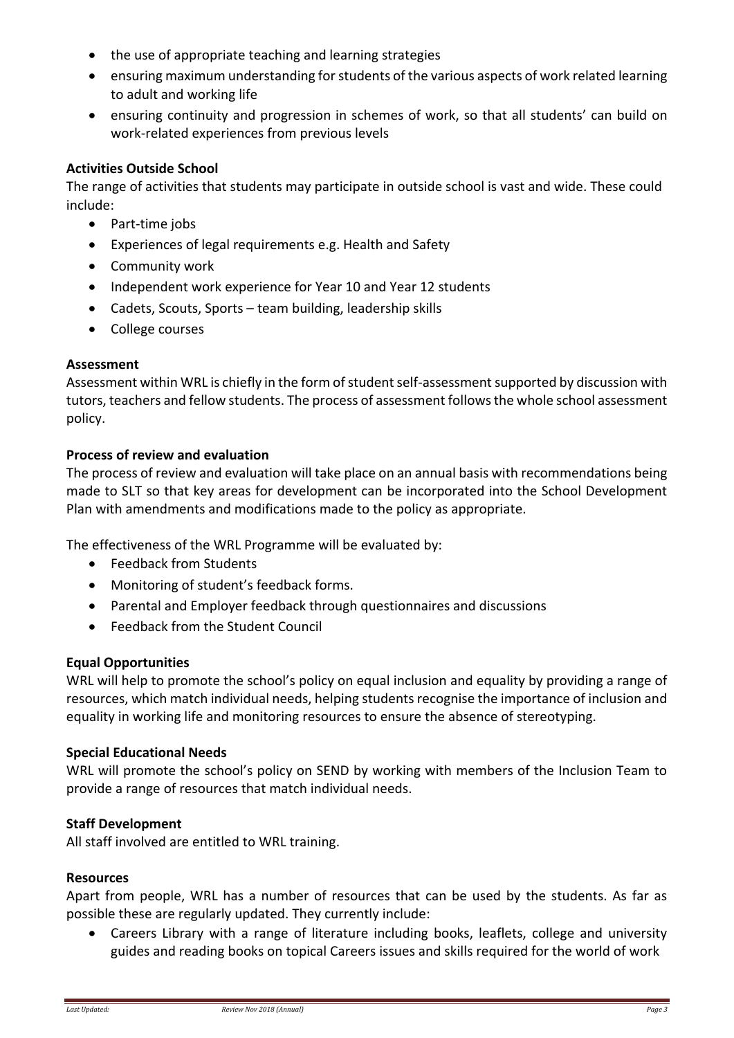- the use of appropriate teaching and learning strategies
- ensuring maximum understanding for students of the various aspects of work related learning to adult and working life
- ensuring continuity and progression in schemes of work, so that all students' can build on work-related experiences from previous levels

**Activities Outside School**

The range of activities that students may participate in outside school is vast and wide. These could include:

- Part-time jobs
- Experiences of legal requirements e.g. Health and Safety
- Community work
- Independent work experience for Year 10 and Year 12 students
- Cadets, Scouts, Sports – team building, leadership skills
- College courses

**Assessment**

Assessment within WRL is chiefly in the form of student self-assessment supported by discussion with tutors, teachers and fellow students. The process of assessment follows the whole school assessment policy.

**Process of review and evaluation**

The process of review and evaluation will take place on an annual basis with recommendations being made to SLT so that key areas for development can be incorporated into the School Development Plan with amendments and modifications made to the policy as appropriate.

The effectiveness of the WRL Programme will be evaluated by:

- Feedback from Students
- Monitoring of student's feedback forms.
- Parental and Employer feedback through questionnaires and discussions
- Feedback from the Student Council

**Equal Opportunities**

WRL will help to promote the school's policy on equal inclusion and equality by providing a range of resources, which match individual needs, helping students recognise the importance of inclusion and equality in working life and monitoring resources to ensure the absence of stereotyping.

**Special Educational Needs**

WRL will promote the school's policy on SEND by working with members of the Inclusion Team to provide a range of resources that match individual needs.

**Staff Development**

All staff involved are entitled to WRL training.

**Resources**

Apart from people, WRL has a number of resources that can be used by the students. As far as possible these are regularly updated. They currently include:

- Careers Library with a range of literature including books, leaflets, college and university guides and reading books on topical Careers issues and skills required for the world of work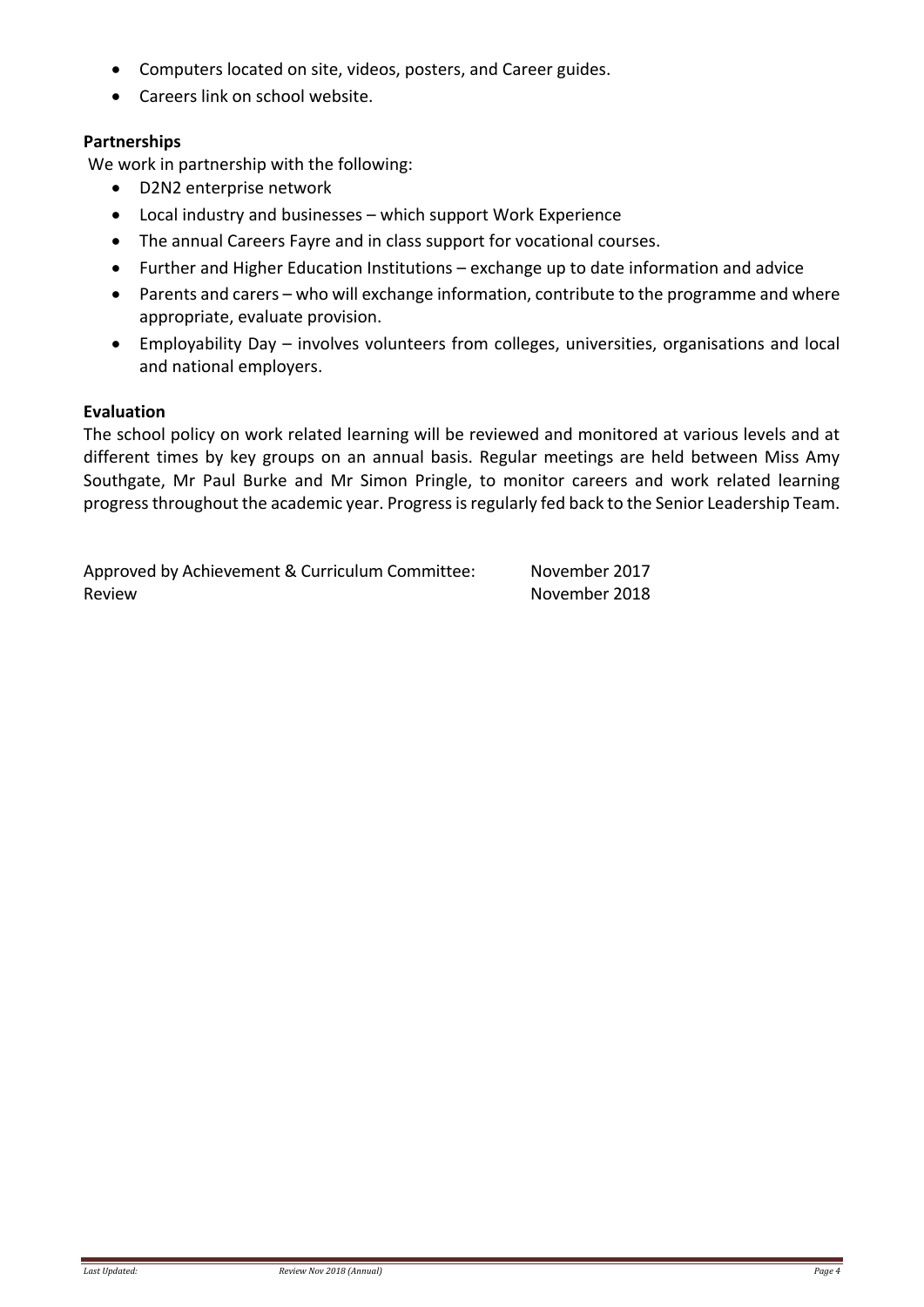- Computers located on site, videos, posters, and Career guides.
- Careers link on school website.

**Partnerships**

We work in partnership with the following:

- D2N2 enterprise network
- Local industry and businesses – which support Work Experience
- The annual Careers Fayre and in class support for vocational courses.
- Further and Higher Education Institutions – exchange up to date information and advice
- Parents and carers – who will exchange information, contribute to the programme and where appropriate, evaluate provision.
- Employability Day – involves volunteers from colleges, universities, organisations and local and national employers.

**Evaluation**

The school policy on work related learning will be reviewed and monitored at various levels and at different times by key groups on an annual basis. Regular meetings are held between Miss Amy Southgate, Mr Paul Burke and Mr Simon Pringle, to monitor careers and work related learning progress throughout the academic year. Progress is regularly fed back to the Senior Leadership Team.

| | |
|---|---|
| Approved by Achievement & Curriculum Committee: | November 2017 |
| Review | November 2018 |